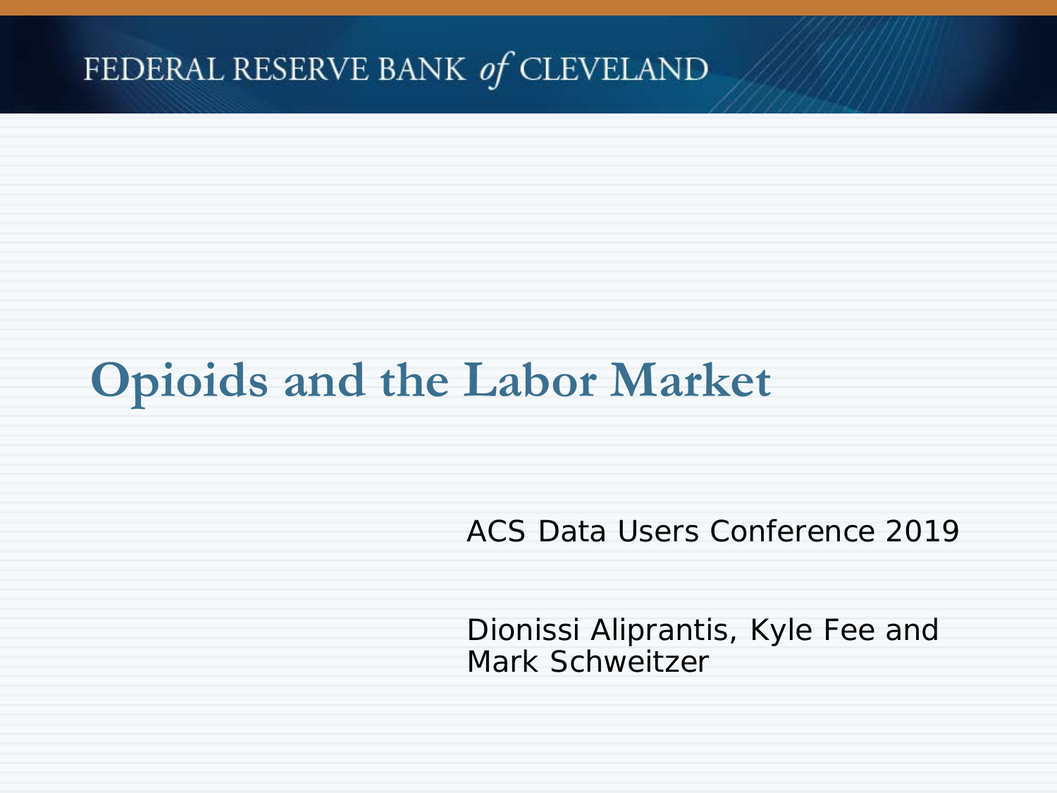FEDERAL RESERVE BANK *of* CLEVELAND

# Opioids and the Labor Market

ACS Data Users Conference 2019

Dionissi Aliprantis, Kyle Fee and Mark Schweitzer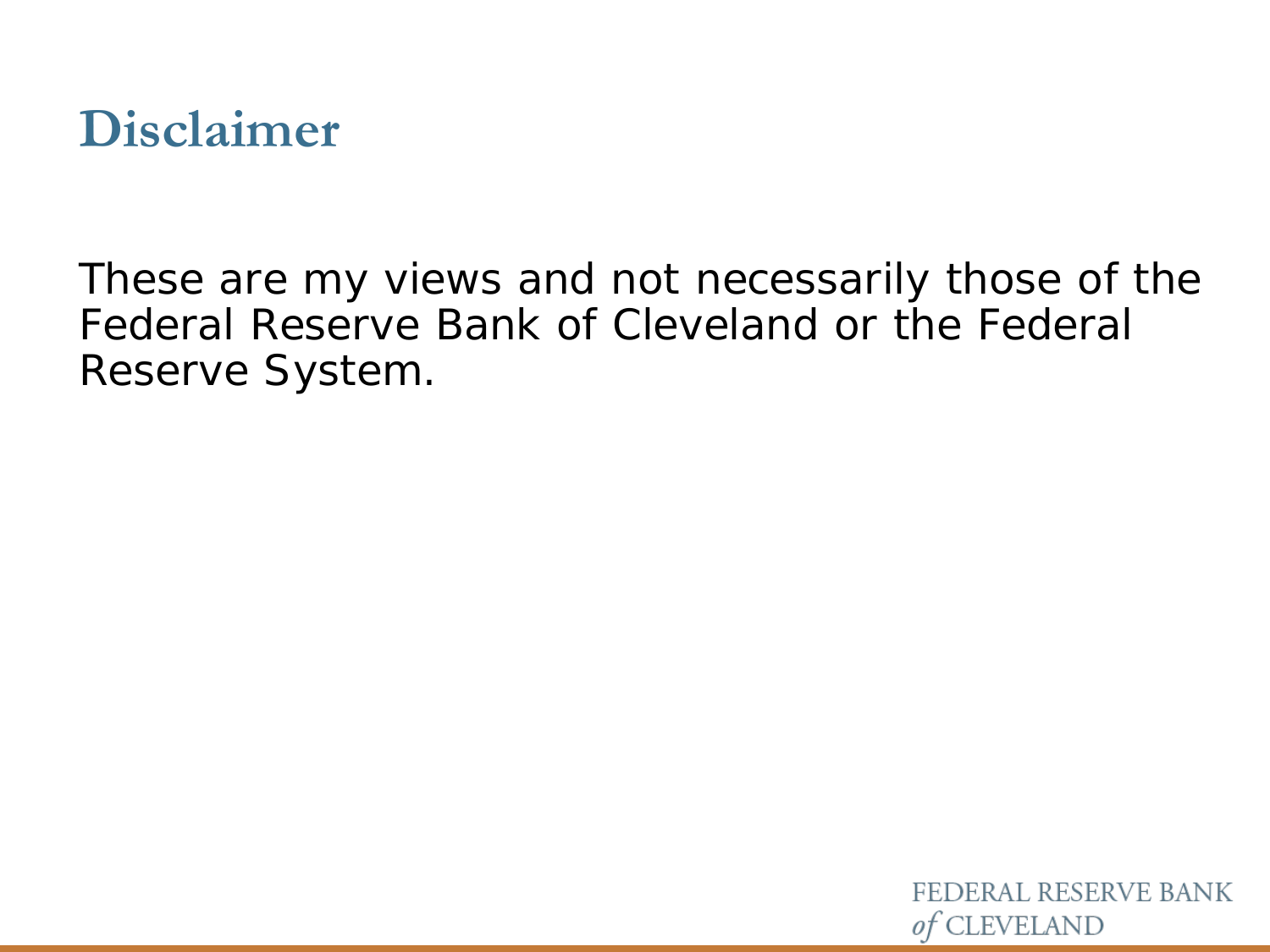# Disclaimer

These are my views and not necessarily those of the Federal Reserve Bank of Cleveland or the Federal Reserve System.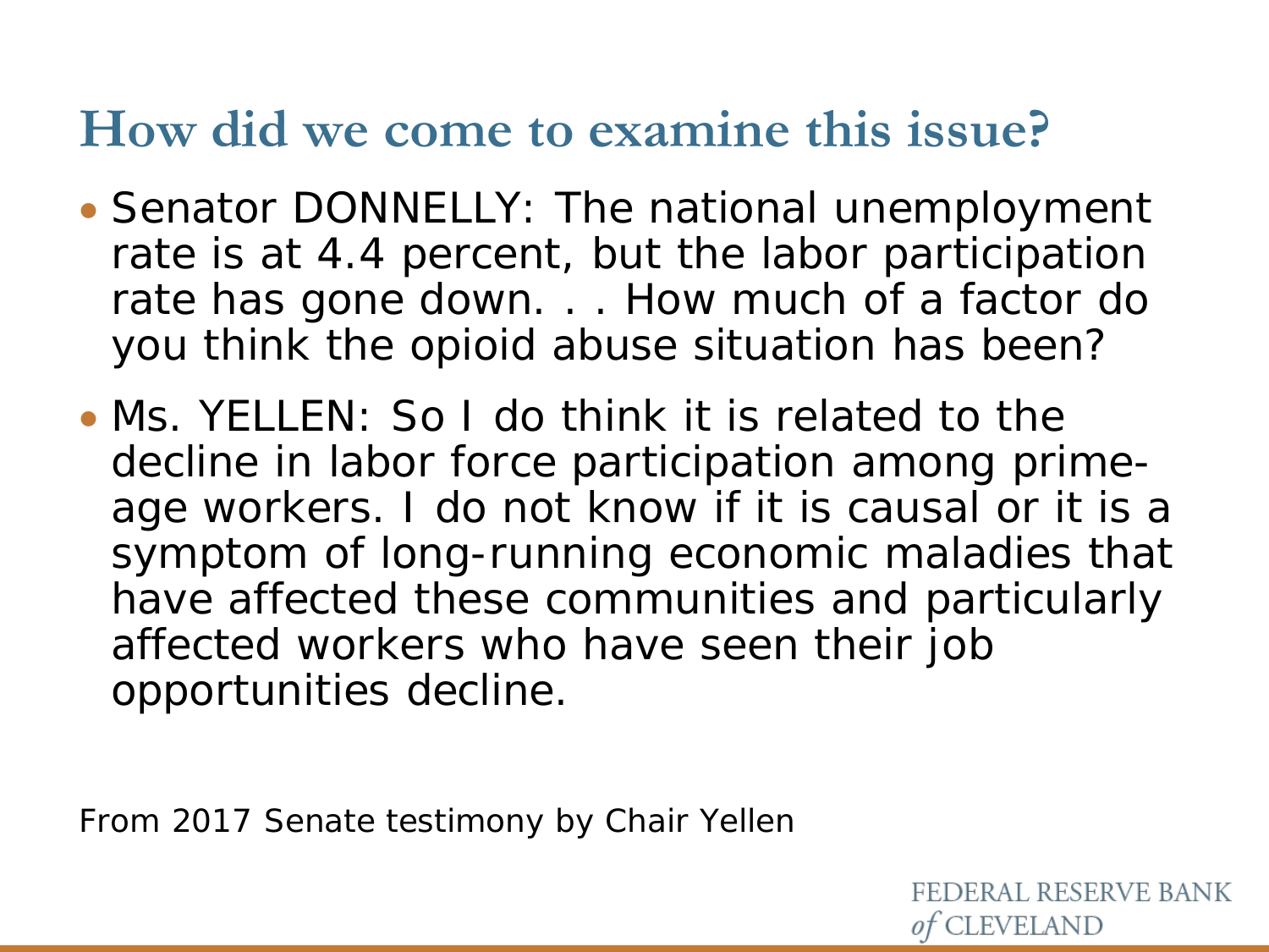# How did we come to examine this issue?

- Senator DONNELLY: The national unemployment rate is at 4.4 percent, but the labor participation rate has gone down. . . How much of a factor do you think the opioid abuse situation has been?
- Ms. YELLEN: So I do think it is related to the decline in labor force participation among prime-age workers. I do not know if it is causal or it is a symptom of long-running economic maladies that have affected these communities and particularly affected workers who have seen their job opportunities decline.

From 2017 Senate testimony by Chair Yellen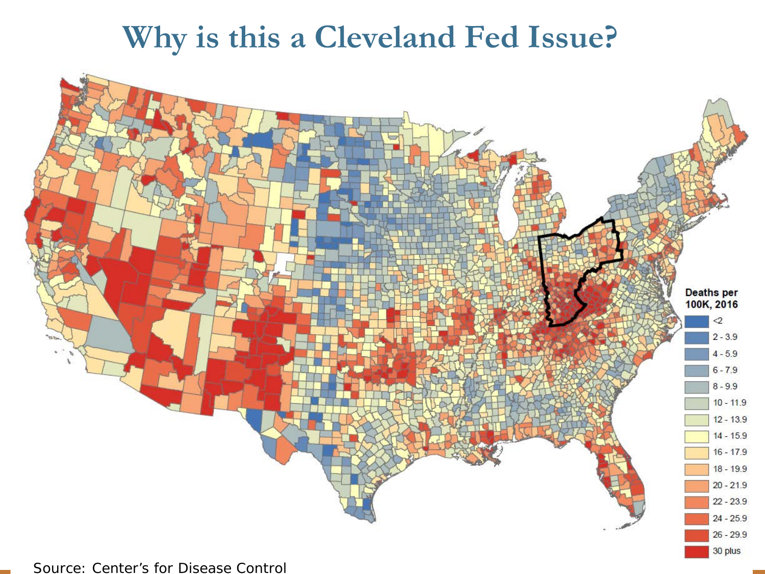# Why is this a Cleveland Fed Issue?

Deaths per 100K, 2016

- <2
- 2 - 3.9
- 4 - 5.9
- 6 - 7.9
- 8 - 9.9
- 10 - 11.9
- 12 - 13.9
- 14 - 15.9
- 16 - 17.9
- 18 - 19.9
- 20 - 21.9
- 22 - 23.9
- 24 - 25.9
- 26 - 29.9
- 30 plus

Source: Center's for Disease Control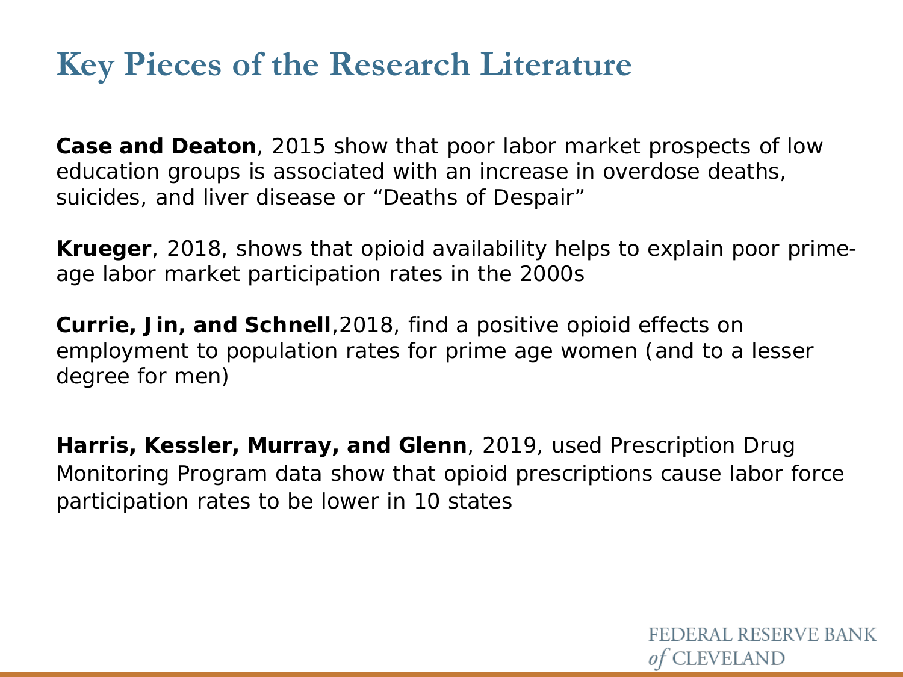# Key Pieces of the Research Literature

**Case and Deaton**, 2015 show that poor labor market prospects of low education groups is associated with an increase in overdose deaths, suicides, and liver disease or "Deaths of Despair"

**Krueger**, 2018, shows that opioid availability helps to explain poor prime-age labor market participation rates in the 2000s

**Currie, Jin, and Schnell**,2018, find a positive opioid effects on employment to population rates for prime age women (and to a lesser degree for men)

**Harris, Kessler, Murray, and Glenn**, 2019, used Prescription Drug Monitoring Program data show that opioid prescriptions cause labor force participation rates to be lower in 10 states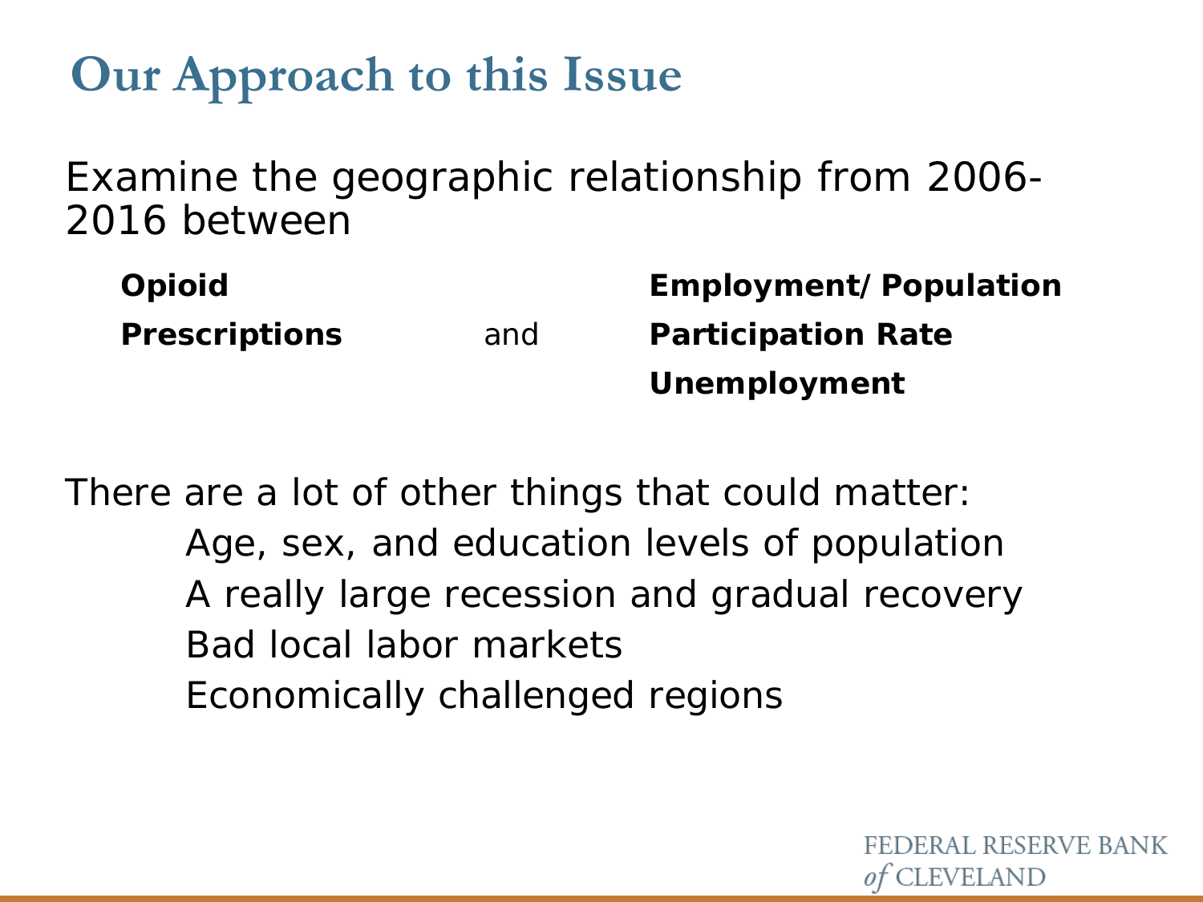# Our Approach to this Issue

Examine the geographic relationship from 2006-2016 between

| **Opioid Prescriptions** | and | **Employment/Population** |
|---|---|---|
| | | **Participation Rate** |
| | | **Unemployment** |

There are a lot of other things that could matter:

- Age, sex, and education levels of population
- A really large recession and gradual recovery
- Bad local labor markets
- Economically challenged regions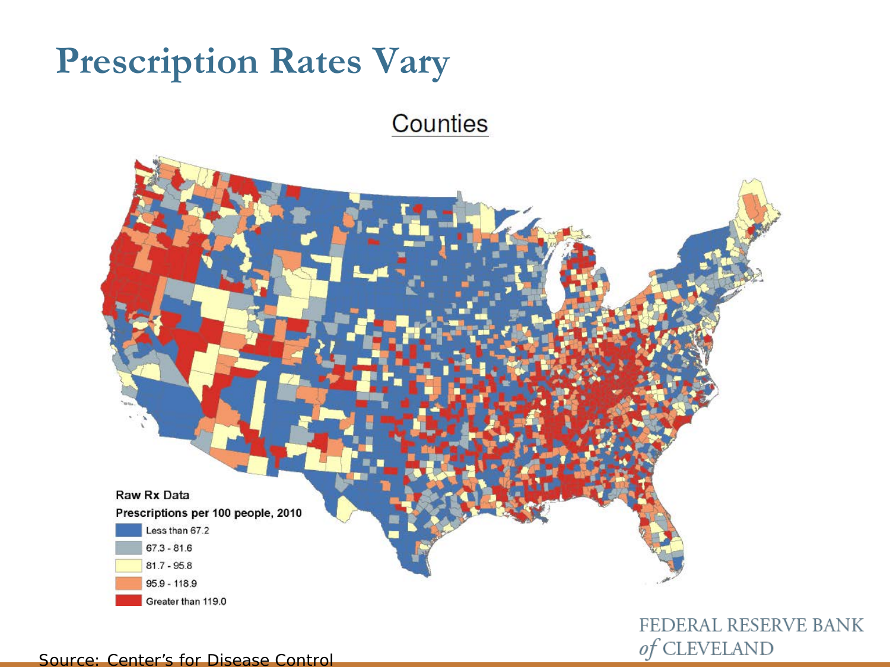# Prescription Rates Vary

Counties

Raw Rx Data

Prescriptions per 100 people, 2010

- Less than 67.2
- 67.3 - 81.6
- 81.7 - 95.8
- 95.9 - 118.9
- Greater than 119.0

Source: Center's for Disease Control

FEDERAL RESERVE BANK *of* CLEVELAND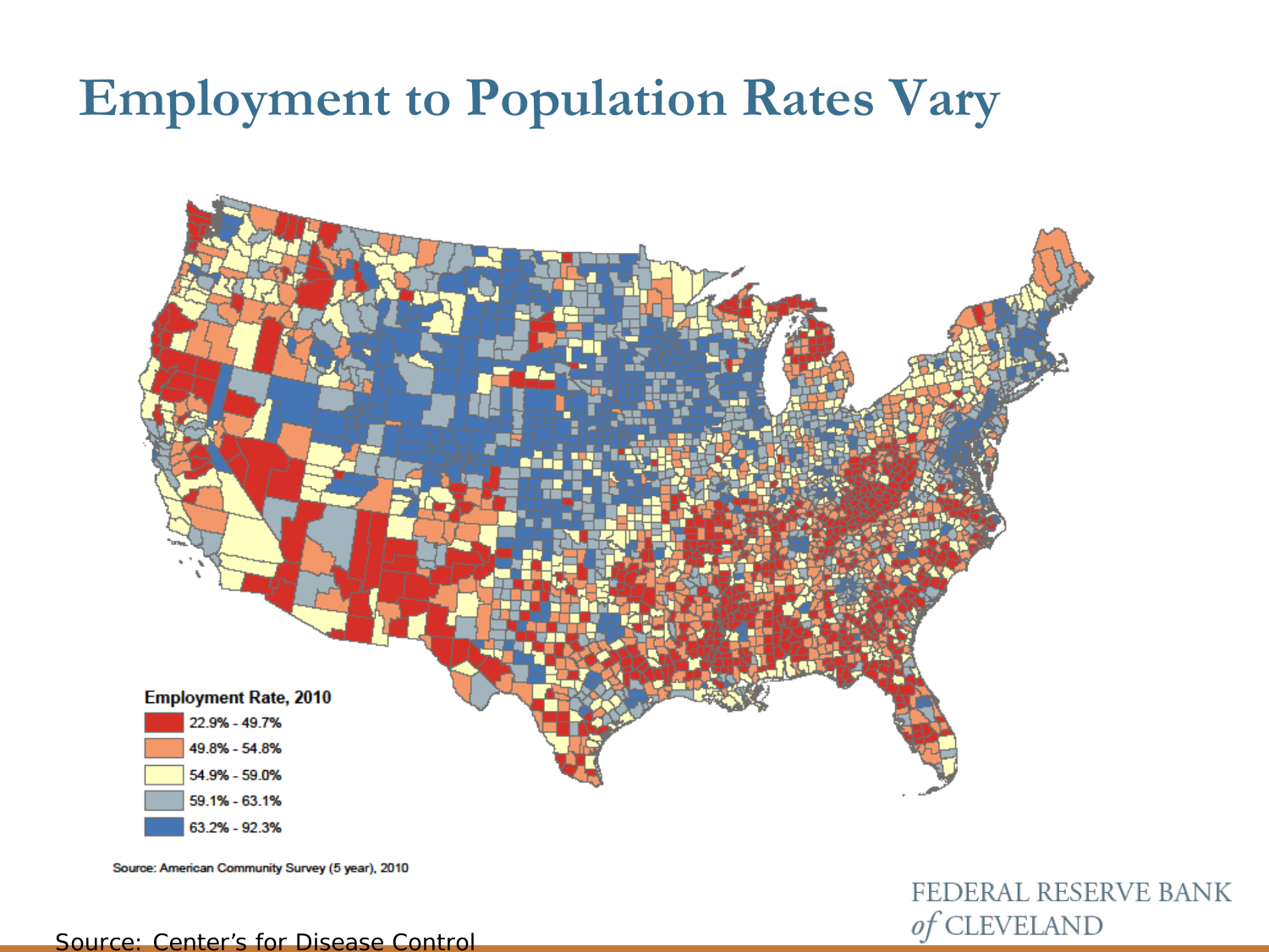# Employment to Population Rates Vary

**Employment Rate, 2010**

- 22.9% - 49.7%
- 49.8% - 54.8%
- 54.9% - 59.0%
- 59.1% - 63.1%
- 63.2% - 92.3%

Source: American Community Survey (5 year), 2010

FEDERAL RESERVE BANK *of* CLEVELAND

Source: Center's for Disease Control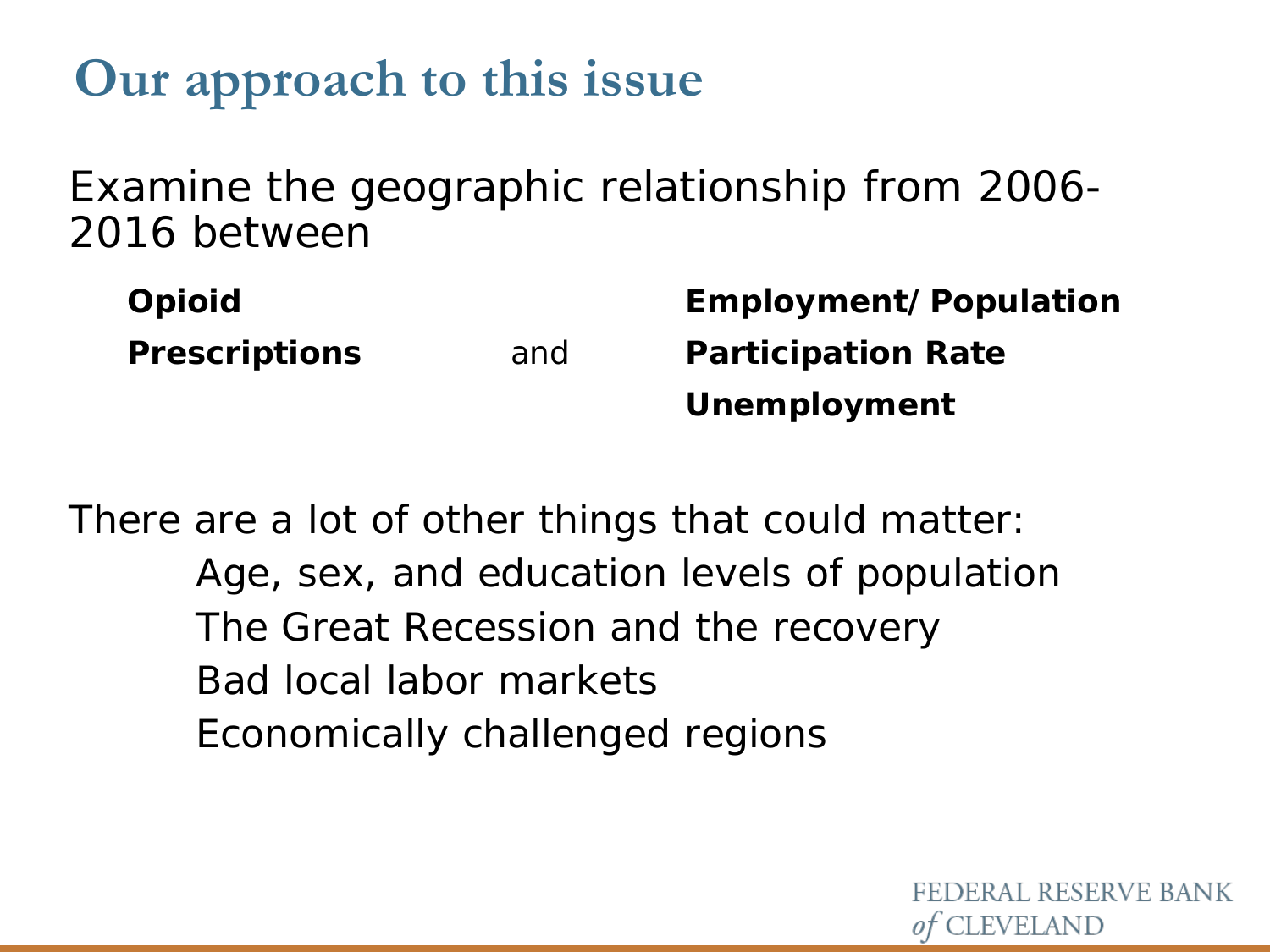# Our approach to this issue

Examine the geographic relationship from 2006-2016 between

| | | |
|---|---|---|
| **Opioid Prescriptions** | and | **Employment/ Population** |
| | | **Participation Rate** |
| | | **Unemployment** |

There are a lot of other things that could matter:

- Age, sex, and education levels of population
- The Great Recession and the recovery
- Bad local labor markets
- Economically challenged regions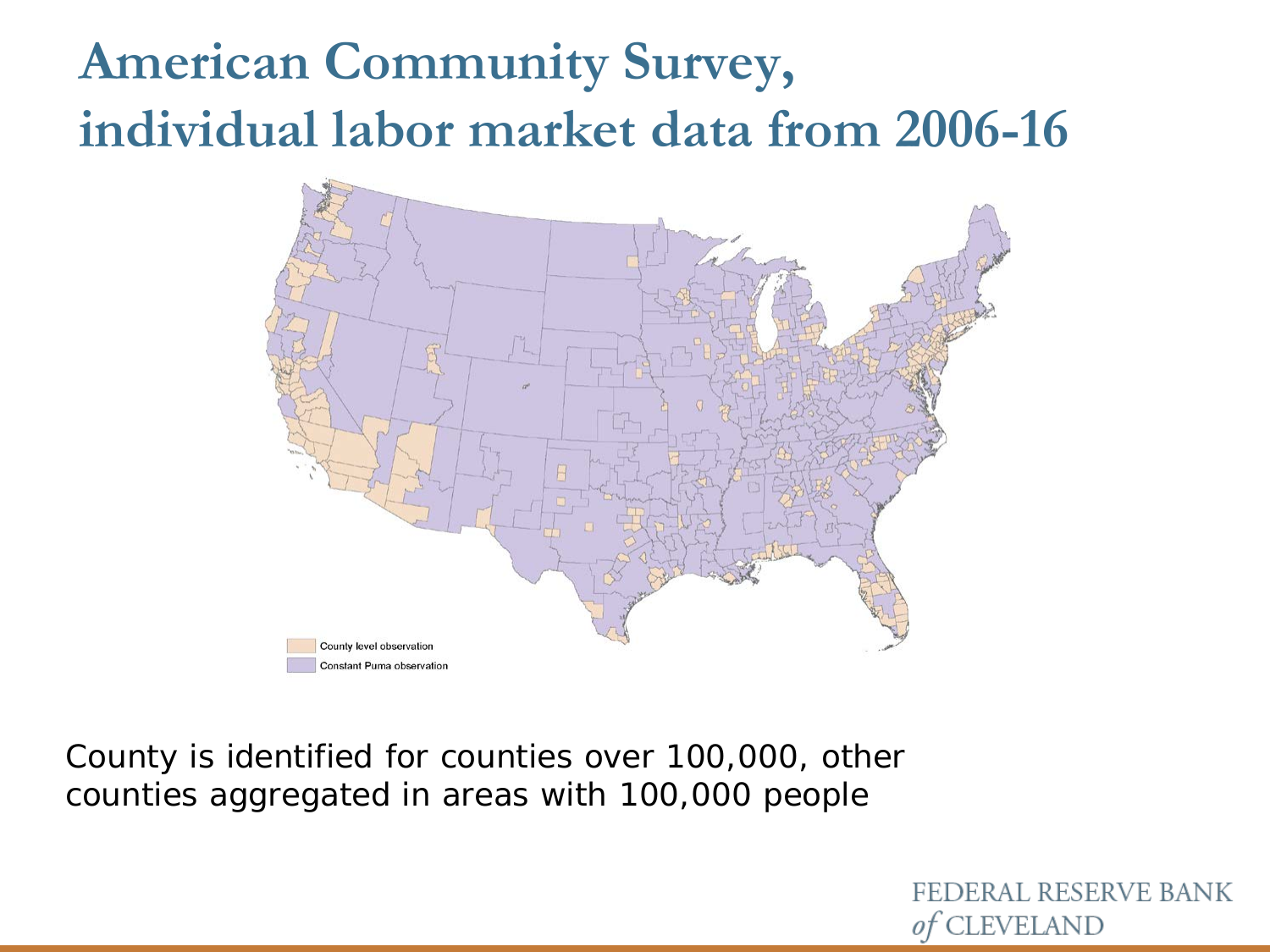# American Community Survey, individual labor market data from 2006-16

County level observation

Constant Puma observation

County is identified for counties over 100,000, other counties aggregated in areas with 100,000 people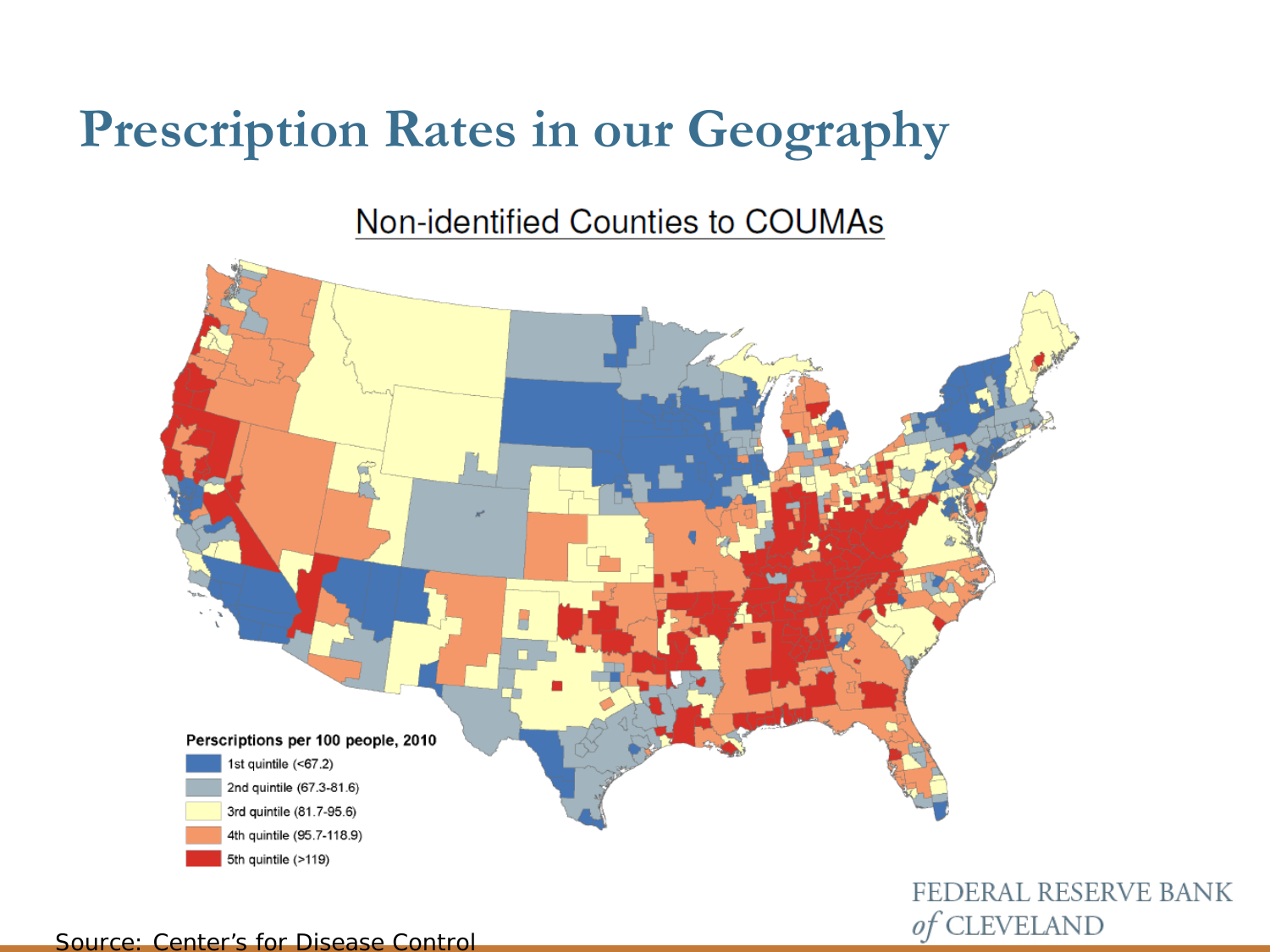# Prescription Rates in our Geography

Non-identified Counties to COUMAs

Perscriptions per 100 people, 2010

- 1st quintile (<67.2)
- 2nd quintile (67.3-81.6)
- 3rd quintile (81.7-95.6)
- 4th quintile (95.7-118.9)
- 5th quintile (>119)

Source: Center's for Disease Control

FEDERAL RESERVE BANK *of* CLEVELAND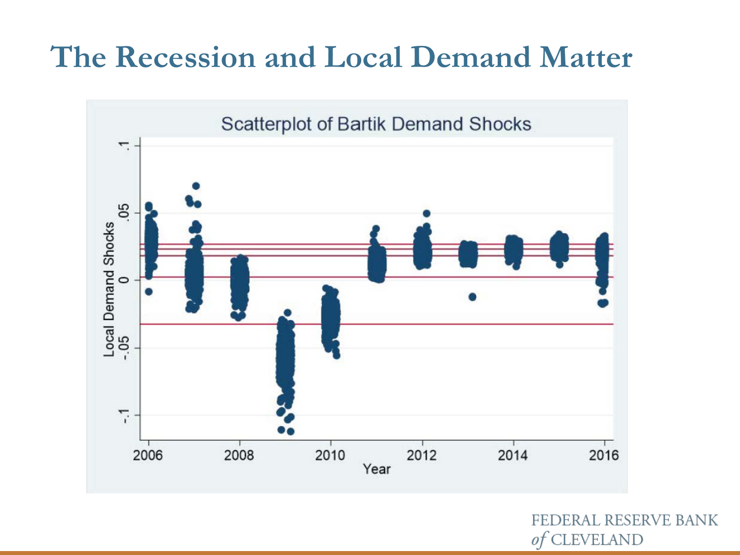# The Recession and Local Demand Matter

Scatterplot of Bartik Demand Shocks

Local Demand Shocks

Year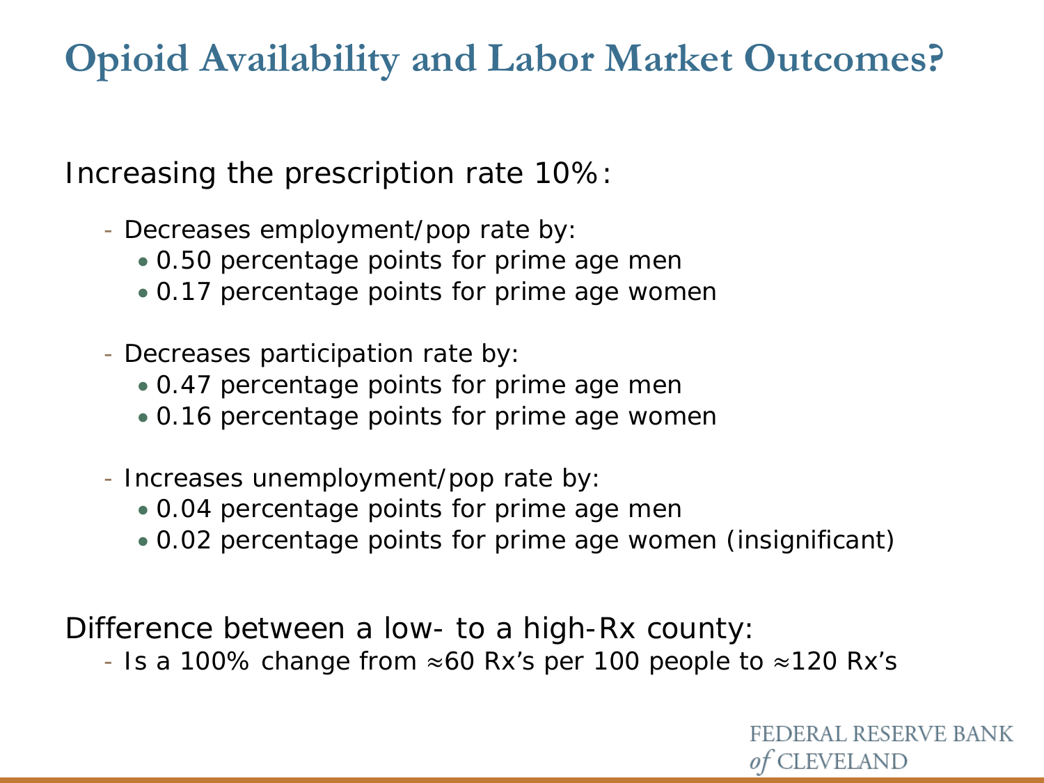# Opioid Availability and Labor Market Outcomes?

Increasing the prescription rate 10%:

- Decreases employment/pop rate by:
  - 0.50 percentage points for prime age men
  - 0.17 percentage points for prime age women

- Decreases participation rate by:
  - 0.47 percentage points for prime age men
  - 0.16 percentage points for prime age women

- Increases unemployment/pop rate by:
  - 0.04 percentage points for prime age men
  - 0.02 percentage points for prime age women (insignificant)

Difference between a low- to a high-Rx county:

- Is a 100% change from ≈60 Rx's per 100 people to ≈120 Rx's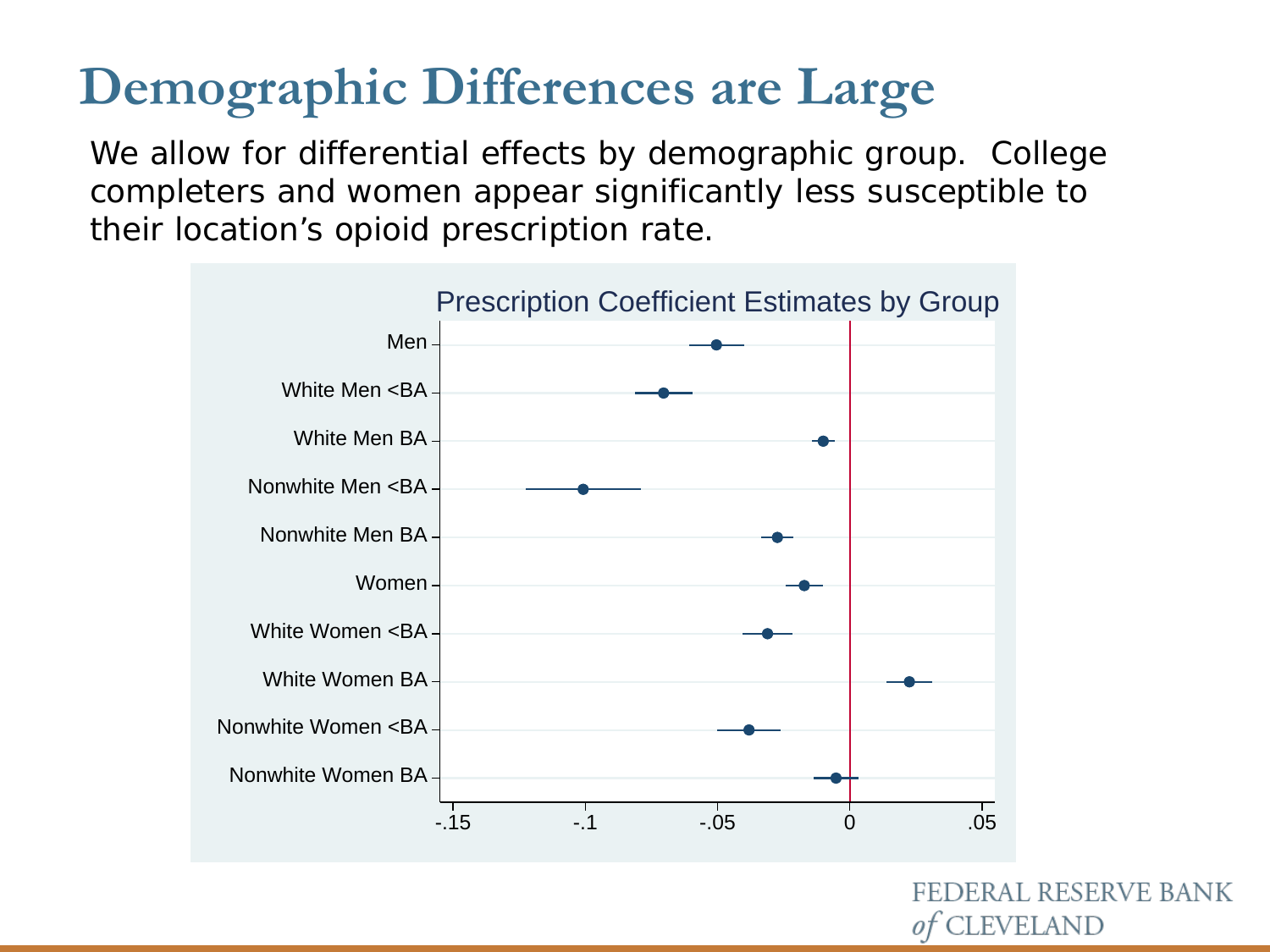# Demographic Differences are Large

We allow for differential effects by demographic group. College completers and women appear significantly less susceptible to their location's opioid prescription rate.

Prescription Coefficient Estimates by Group

Men

White Men <BA

White Men BA

Nonwhite Men <BA

Nonwhite Men BA

Women

White Women <BA

White Women BA

Nonwhite Women <BA

Nonwhite Women BA

-.15 -.1 -.05 0 .05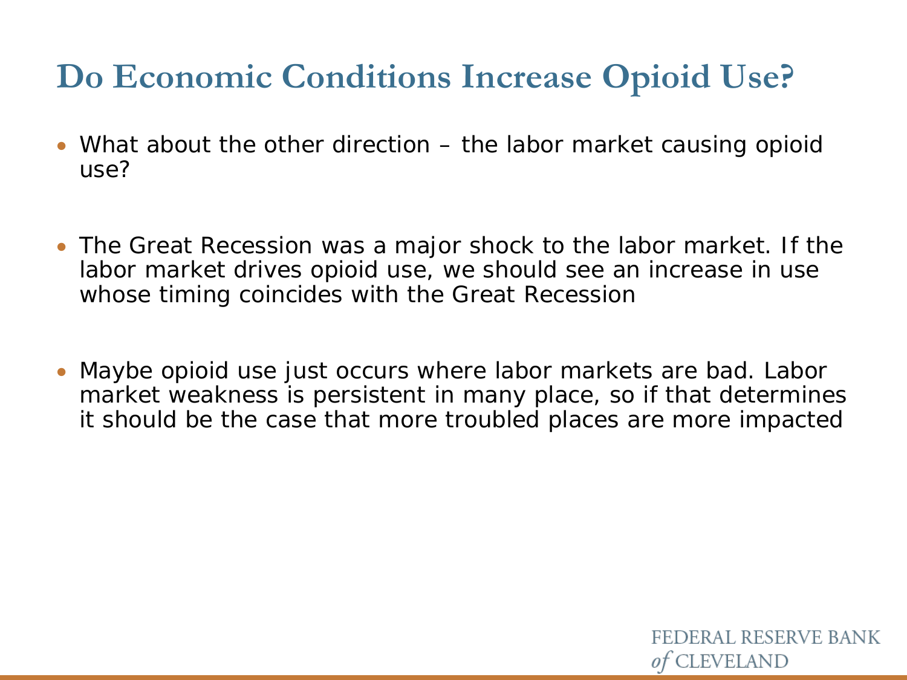# Do Economic Conditions Increase Opioid Use?

- What about the other direction – the labor market causing opioid use?

- The Great Recession was a major shock to the labor market. If the labor market drives opioid use, we should see an increase in use whose timing coincides with the Great Recession

- Maybe opioid use just occurs where labor markets are bad. Labor market weakness is persistent in many place, so if that determines it should be the case that more troubled places are more impacted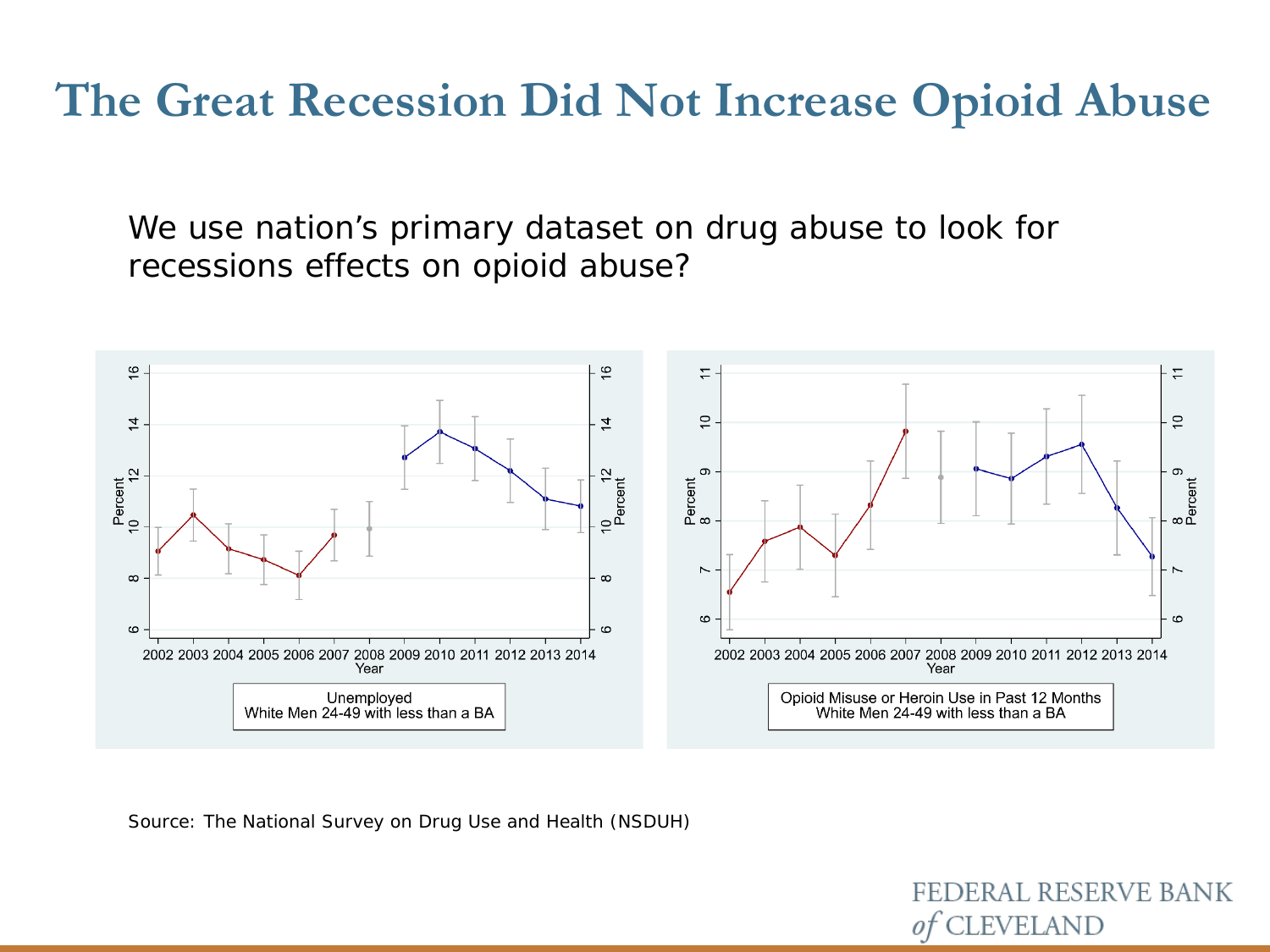# The Great Recession Did Not Increase Opioid Abuse

We use nation's primary dataset on drug abuse to look for recessions effects on opioid abuse?

Unemployed
White Men 24-49 with less than a BA

Opioid Misuse or Heroin Use in Past 12 Months
White Men 24-49 with less than a BA

Source: The National Survey on Drug Use and Health (NSDUH)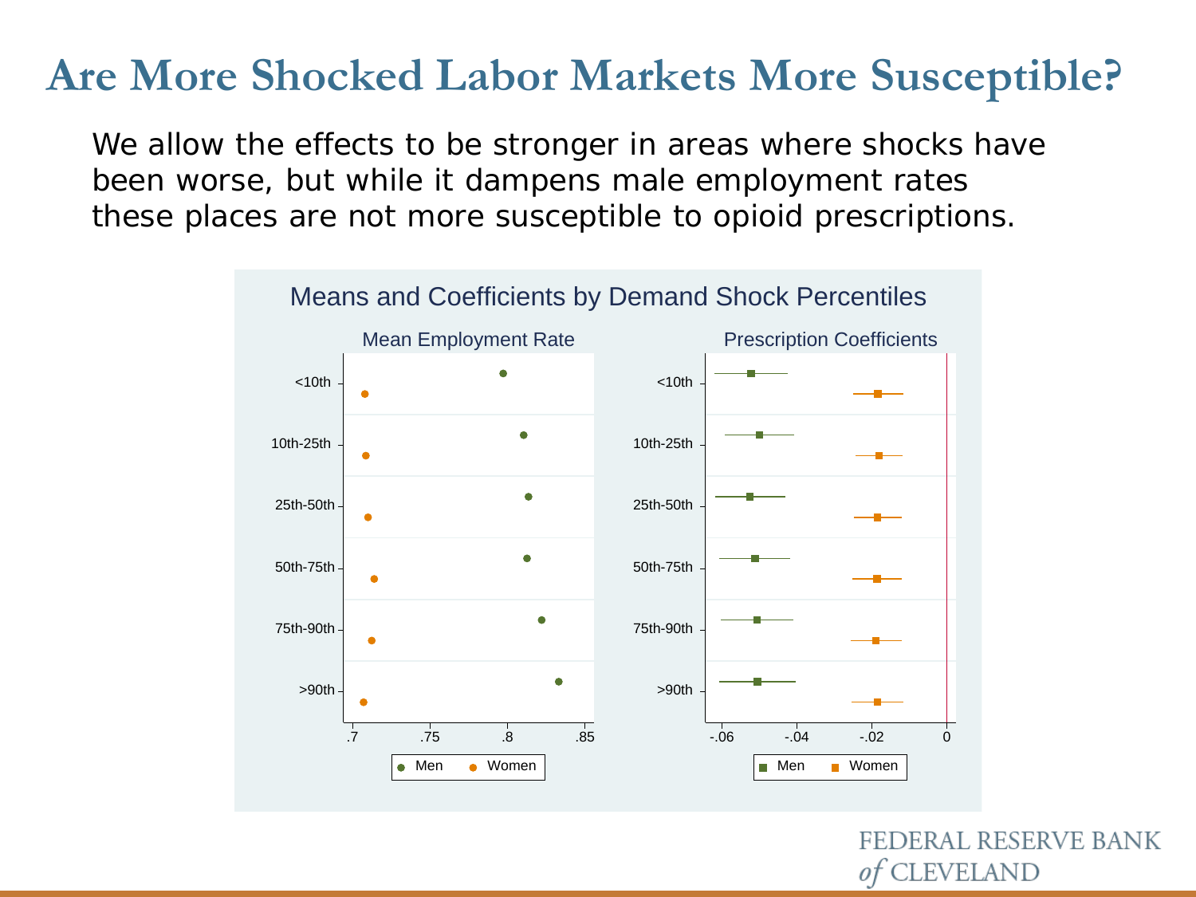# Are More Shocked Labor Markets More Susceptible?

We allow the effects to be stronger in areas where shocks have been worse, but while it dampens male employment rates these places are not more susceptible to opioid prescriptions.

Means and Coefficients by Demand Shock Percentiles

Mean Employment Rate

Prescription Coefficients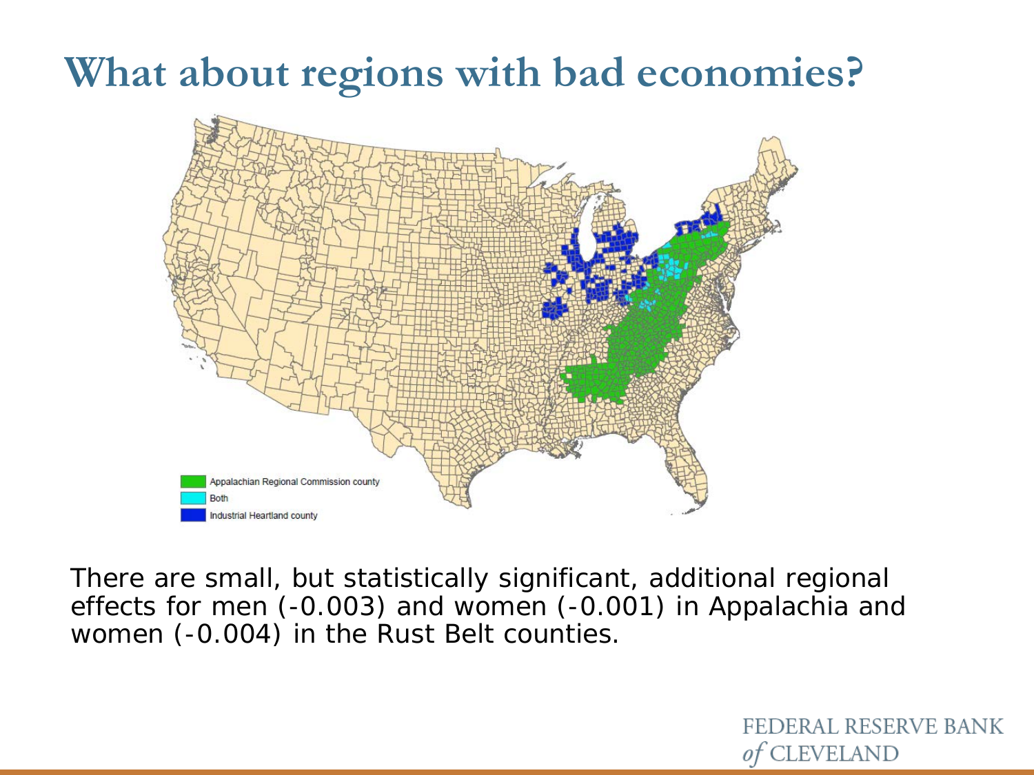# What about regions with bad economies?

There are small, but statistically significant, additional regional effects for men (-0.003) and women (-0.001) in Appalachia and women (-0.004) in the Rust Belt counties.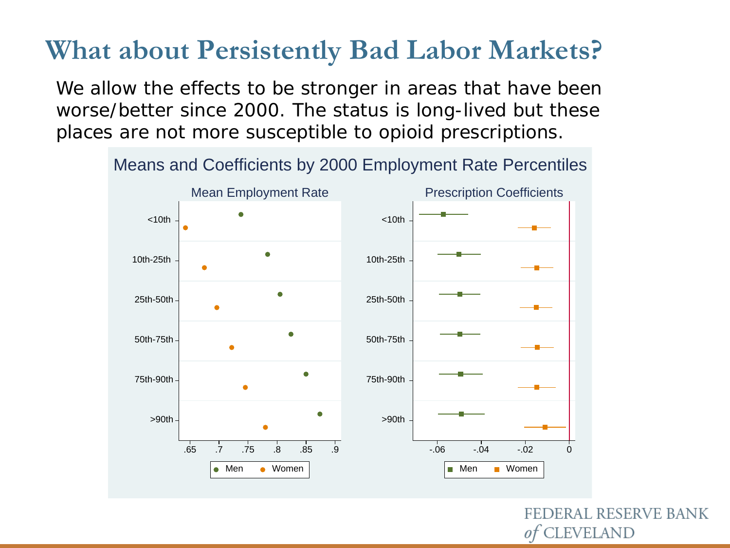# What about Persistently Bad Labor Markets?

We allow the effects to be stronger in areas that have been worse/better since 2000. The status is long-lived but these places are not more susceptible to opioid prescriptions.

Means and Coefficients by 2000 Employment Rate Percentiles

Mean Employment Rate

Prescription Coefficients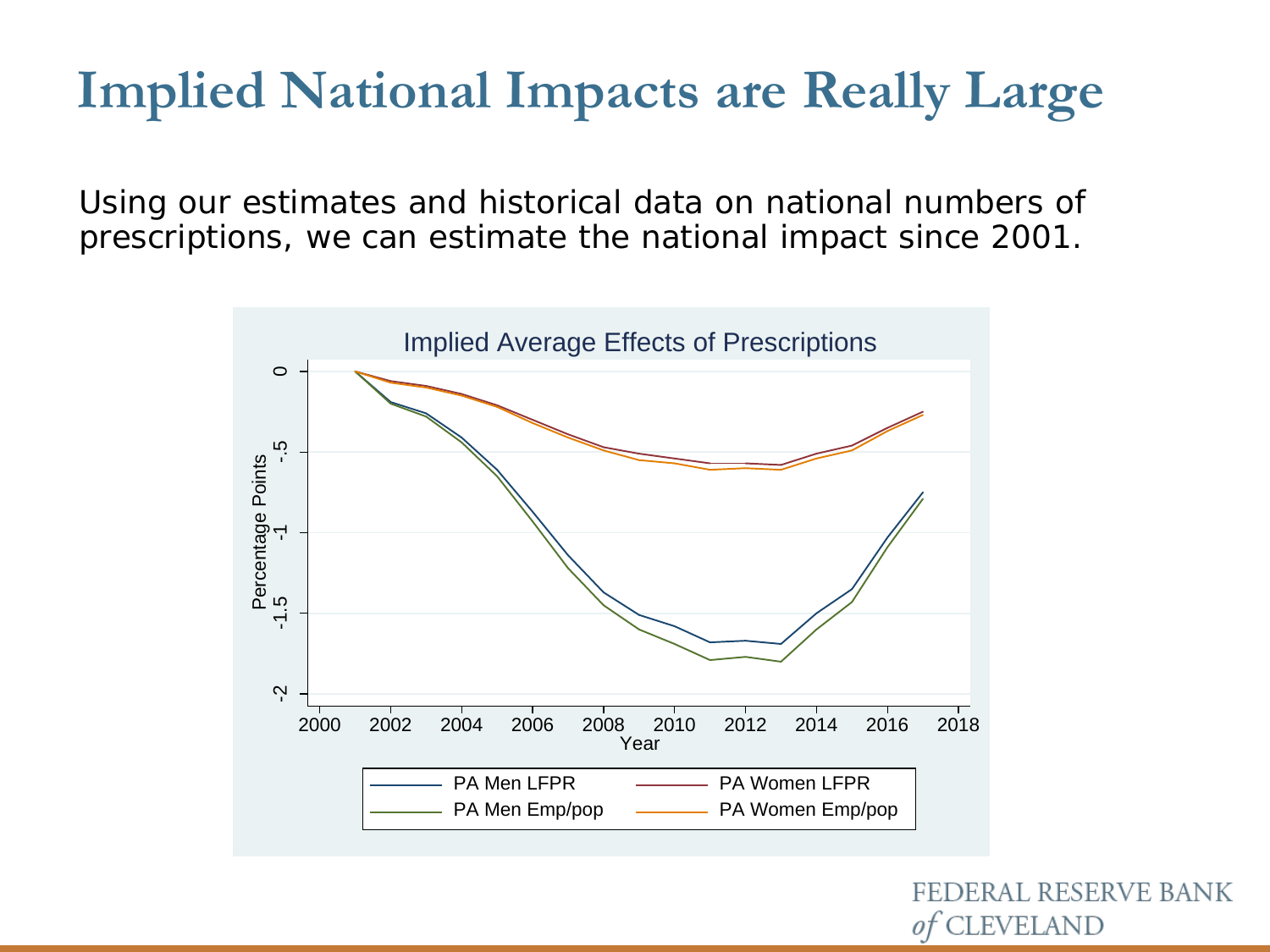# Implied National Impacts are Really Large

Using our estimates and historical data on national numbers of prescriptions, we can estimate the national impact since 2001.

Implied Average Effects of Prescriptions

PA Men LFPR — PA Women LFPR — PA Men Emp/pop — PA Women Emp/pop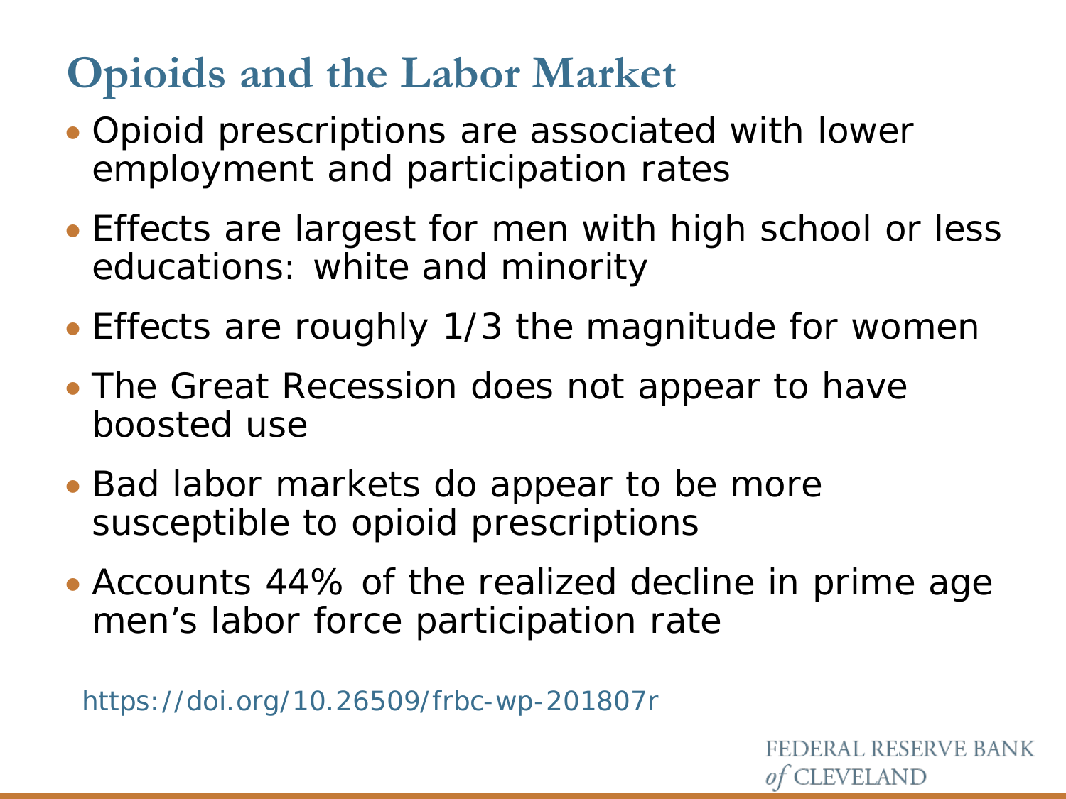# Opioids and the Labor Market

- Opioid prescriptions are associated with lower employment and participation rates
- Effects are largest for men with high school or less educations: white and minority
- Effects are roughly 1/3 the magnitude for women
- The Great Recession does not appear to have boosted use
- Bad labor markets do appear to be more susceptible to opioid prescriptions
- Accounts 44% of the realized decline in prime age men's labor force participation rate

https://doi.org/10.26509/frbc-wp-201807r

FEDERAL RESERVE BANK *of* CLEVELAND